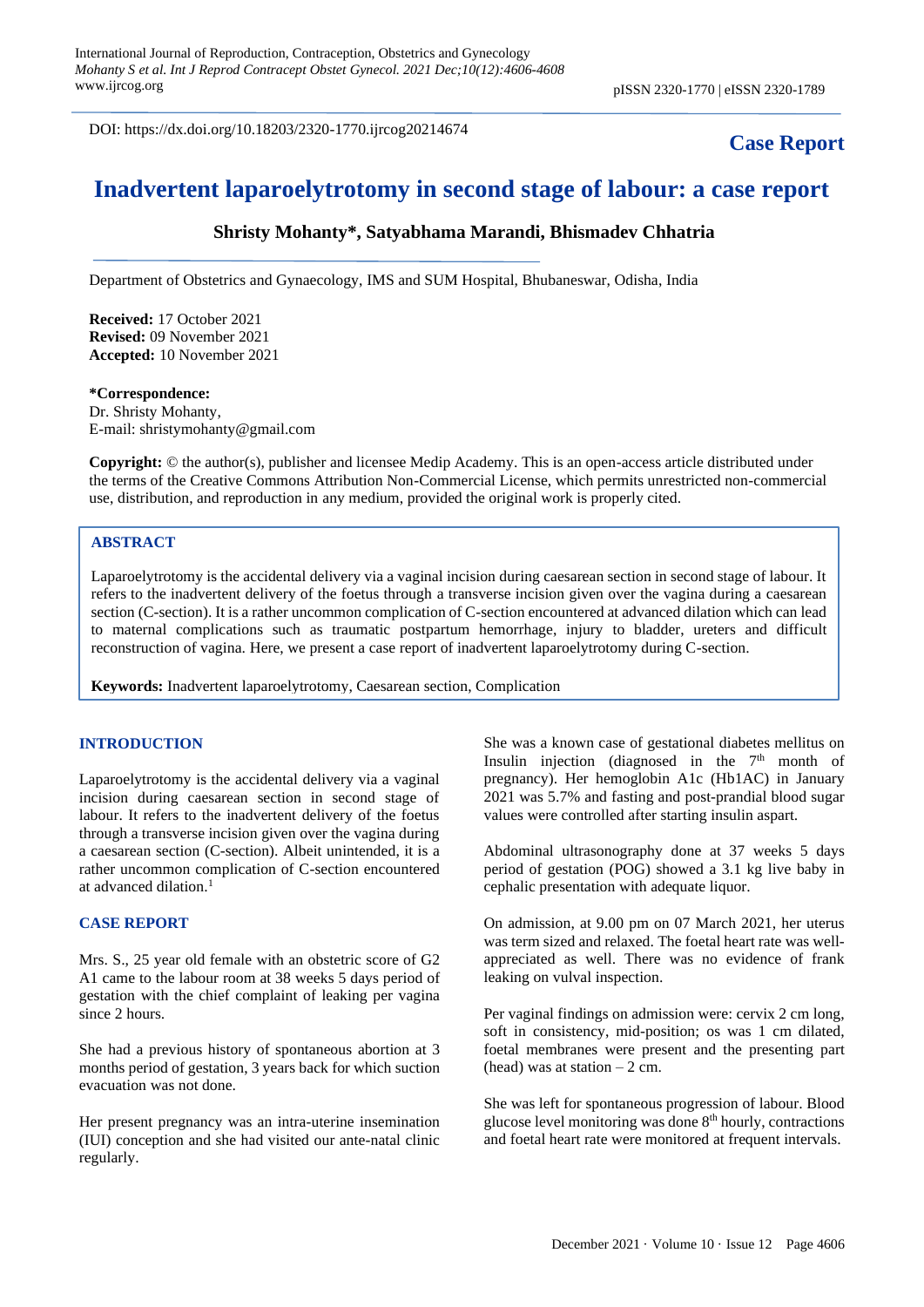DOI: https://dx.doi.org/10.18203/2320-1770.ijrcog20214674

**Case Report**

# Inadvertent laparoelytrotomy in second stage of labour: a case report

**Shristy Mohanty*, Satyabhama Marandi, Bhismadev Chhatria**

Department of Obstetrics and Gynaecology, IMS and SUM Hospital, Bhubaneswar, Odisha, India

**Received:** 17 October 2021
**Revised:** 09 November 2021
**Accepted:** 10 November 2021

***Correspondence:**
Dr. Shristy Mohanty,
E-mail: shristymohanty@gmail.com

**Copyright:** © the author(s), publisher and licensee Medip Academy. This is an open-access article distributed under the terms of the Creative Commons Attribution Non-Commercial License, which permits unrestricted non-commercial use, distribution, and reproduction in any medium, provided the original work is properly cited.

## ABSTRACT

Laparoelytrotomy is the accidental delivery via a vaginal incision during caesarean section in second stage of labour. It refers to the inadvertent delivery of the foetus through a transverse incision given over the vagina during a caesarean section (C-section). It is a rather uncommon complication of C-section encountered at advanced dilation which can lead to maternal complications such as traumatic postpartum hemorrhage, injury to bladder, ureters and difficult reconstruction of vagina. Here, we present a case report of inadvertent laparoelytrotomy during C-section.

**Keywords:** Inadvertent laparoelytrotomy, Caesarean section, Complication

## INTRODUCTION

Laparoelytrotomy is the accidental delivery via a vaginal incision during caesarean section in second stage of labour. It refers to the inadvertent delivery of the foetus through a transverse incision given over the vagina during a caesarean section (C-section). Albeit unintended, it is a rather uncommon complication of C-section encountered at advanced dilation.[1]

## CASE REPORT

Mrs. S., 25 year old female with an obstetric score of G2 A1 came to the labour room at 38 weeks 5 days period of gestation with the chief complaint of leaking per vagina since 2 hours.

She had a previous history of spontaneous abortion at 3 months period of gestation, 3 years back for which suction evacuation was not done.

Her present pregnancy was an intra-uterine insemination (IUI) conception and she had visited our ante-natal clinic regularly.

She was a known case of gestational diabetes mellitus on Insulin injection (diagnosed in the 7th month of pregnancy). Her hemoglobin A1c (Hb1AC) in January 2021 was 5.7% and fasting and post-prandial blood sugar values were controlled after starting insulin aspart.

Abdominal ultrasonography done at 37 weeks 5 days period of gestation (POG) showed a 3.1 kg live baby in cephalic presentation with adequate liquor.

On admission, at 9.00 pm on 07 March 2021, her uterus was term sized and relaxed. The foetal heart rate was well-appreciated as well. There was no evidence of frank leaking on vulval inspection.

Per vaginal findings on admission were: cervix 2 cm long, soft in consistency, mid-position; os was 1 cm dilated, foetal membranes were present and the presenting part (head) was at station – 2 cm.

She was left for spontaneous progression of labour. Blood glucose level monitoring was done 8th hourly, contractions and foetal heart rate were monitored at frequent intervals.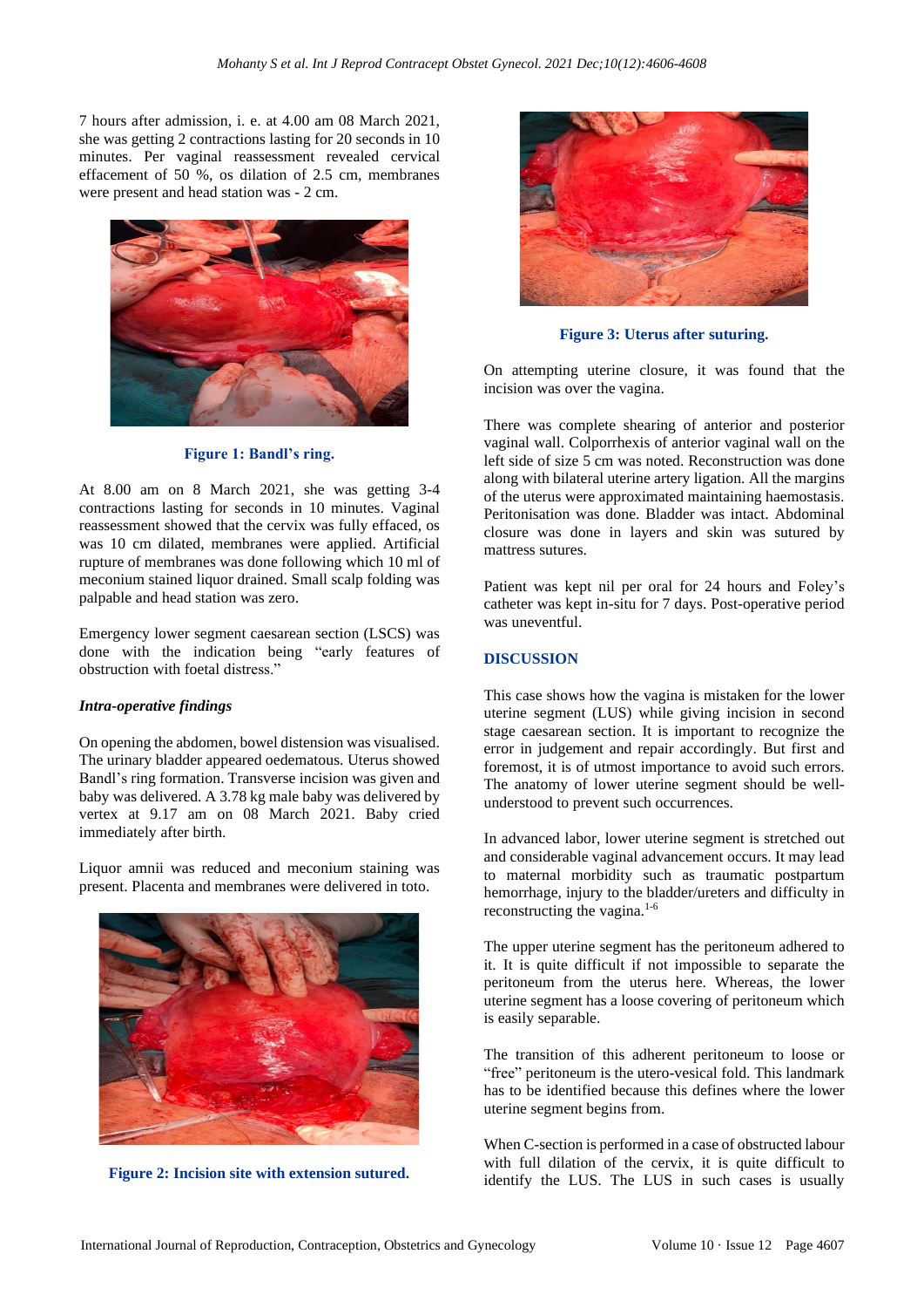7 hours after admission, i. e. at 4.00 am 08 March 2021, she was getting 2 contractions lasting for 20 seconds in 10 minutes. Per vaginal reassessment revealed cervical effacement of 50 %, os dilation of 2.5 cm, membranes were present and head station was - 2 cm.

Figure 1: Bandl's ring.

At 8.00 am on 8 March 2021, she was getting 3-4 contractions lasting for seconds in 10 minutes. Vaginal reassessment showed that the cervix was fully effaced, os was 10 cm dilated, membranes were applied. Artificial rupture of membranes was done following which 10 ml of meconium stained liquor drained. Small scalp folding was palpable and head station was zero.

Emergency lower segment caesarean section (LSCS) was done with the indication being "early features of obstruction with foetal distress."

***Intra-operative findings***

On opening the abdomen, bowel distension was visualised. The urinary bladder appeared oedematous. Uterus showed Bandl's ring formation. Transverse incision was given and baby was delivered. A 3.78 kg male baby was delivered by vertex at 9.17 am on 08 March 2021. Baby cried immediately after birth.

Liquor amnii was reduced and meconium staining was present. Placenta and membranes were delivered in toto.

Figure 2: Incision site with extension sutured.

Figure 3: Uterus after suturing.

On attempting uterine closure, it was found that the incision was over the vagina.

There was complete shearing of anterior and posterior vaginal wall. Colporrhexis of anterior vaginal wall on the left side of size 5 cm was noted. Reconstruction was done along with bilateral uterine artery ligation. All the margins of the uterus were approximated maintaining haemostasis. Peritonisation was done. Bladder was intact. Abdominal closure was done in layers and skin was sutured by mattress sutures.

Patient was kept nil per oral for 24 hours and Foley's catheter was kept in-situ for 7 days. Post-operative period was uneventful.

## DISCUSSION

This case shows how the vagina is mistaken for the lower uterine segment (LUS) while giving incision in second stage caesarean section. It is important to recognize the error in judgement and repair accordingly. But first and foremost, it is of utmost importance to avoid such errors. The anatomy of lower uterine segment should be well-understood to prevent such occurrences.

In advanced labor, lower uterine segment is stretched out and considerable vaginal advancement occurs. It may lead to maternal morbidity such as traumatic postpartum hemorrhage, injury to the bladder/ureters and difficulty in reconstructing the vagina.[1-6]

The upper uterine segment has the peritoneum adhered to it. It is quite difficult if not impossible to separate the peritoneum from the uterus here. Whereas, the lower uterine segment has a loose covering of peritoneum which is easily separable.

The transition of this adherent peritoneum to loose or "free" peritoneum is the utero-vesical fold. This landmark has to be identified because this defines where the lower uterine segment begins from.

When C-section is performed in a case of obstructed labour with full dilation of the cervix, it is quite difficult to identify the LUS. The LUS in such cases is usually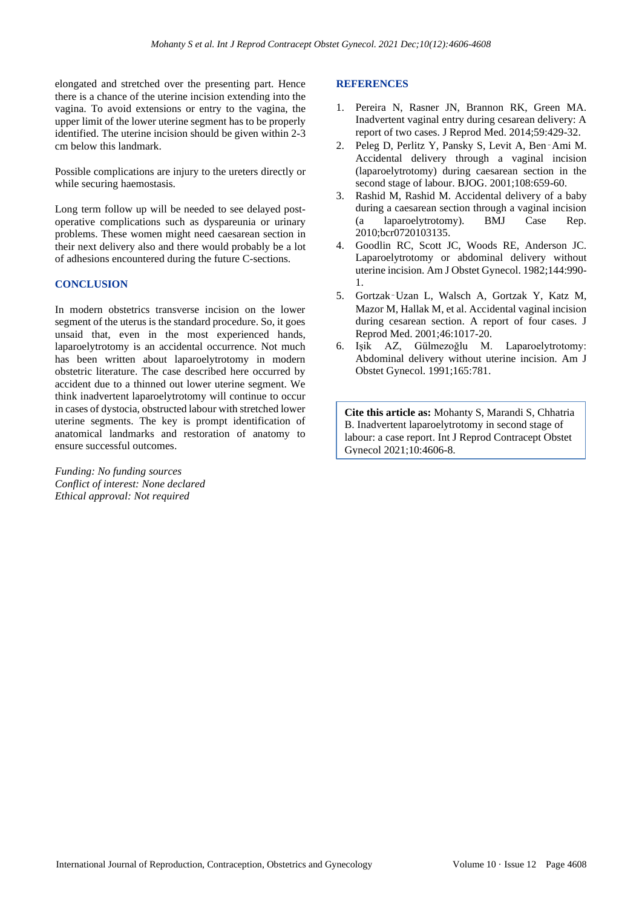elongated and stretched over the presenting part. Hence there is a chance of the uterine incision extending into the vagina. To avoid extensions or entry to the vagina, the upper limit of the lower uterine segment has to be properly identified. The uterine incision should be given within 2-3 cm below this landmark.

Possible complications are injury to the ureters directly or while securing haemostasis.

Long term follow up will be needed to see delayed post-operative complications such as dyspareunia or urinary problems. These women might need caesarean section in their next delivery also and there would probably be a lot of adhesions encountered during the future C-sections.

## CONCLUSION

In modern obstetrics transverse incision on the lower segment of the uterus is the standard procedure. So, it goes unsaid that, even in the most experienced hands, laparoelytrotomy is an accidental occurrence. Not much has been written about laparoelytrotomy in modern obstetric literature. The case described here occurred by accident due to a thinned out lower uterine segment. We think inadvertent laparoelytrotomy will continue to occur in cases of dystocia, obstructed labour with stretched lower uterine segments. The key is prompt identification of anatomical landmarks and restoration of anatomy to ensure successful outcomes.

*Funding: No funding sources*
*Conflict of interest: None declared*
*Ethical approval: Not required*

## REFERENCES

1. Pereira N, Rasner JN, Brannon RK, Green MA. Inadvertent vaginal entry during cesarean delivery: A report of two cases. J Reprod Med. 2014;59:429-32.
2. Peleg D, Perlitz Y, Pansky S, Levit A, Ben‑Ami M. Accidental delivery through a vaginal incision (laparoelytrotomy) during caesarean section in the second stage of labour. BJOG. 2001;108:659-60.
3. Rashid M, Rashid M. Accidental delivery of a baby during a caesarean section through a vaginal incision (a laparoelytrotomy). BMJ Case Rep. 2010;bcr0720103135.
4. Goodlin RC, Scott JC, Woods RE, Anderson JC. Laparoelytrotomy or abdominal delivery without uterine incision. Am J Obstet Gynecol. 1982;144:990-1.
5. Gortzak‑Uzan L, Walsch A, Gortzak Y, Katz M, Mazor M, Hallak M, et al. Accidental vaginal incision during cesarean section. A report of four cases. J Reprod Med. 2001;46:1017-20.
6. Işik AZ, Gülmezoğlu M. Laparoelytrotomy: Abdominal delivery without uterine incision. Am J Obstet Gynecol. 1991;165:781.

**Cite this article as:** Mohanty S, Marandi S, Chhatria B. Inadvertent laparoelytrotomy in second stage of labour: a case report. Int J Reprod Contracept Obstet Gynecol 2021;10:4606-8.